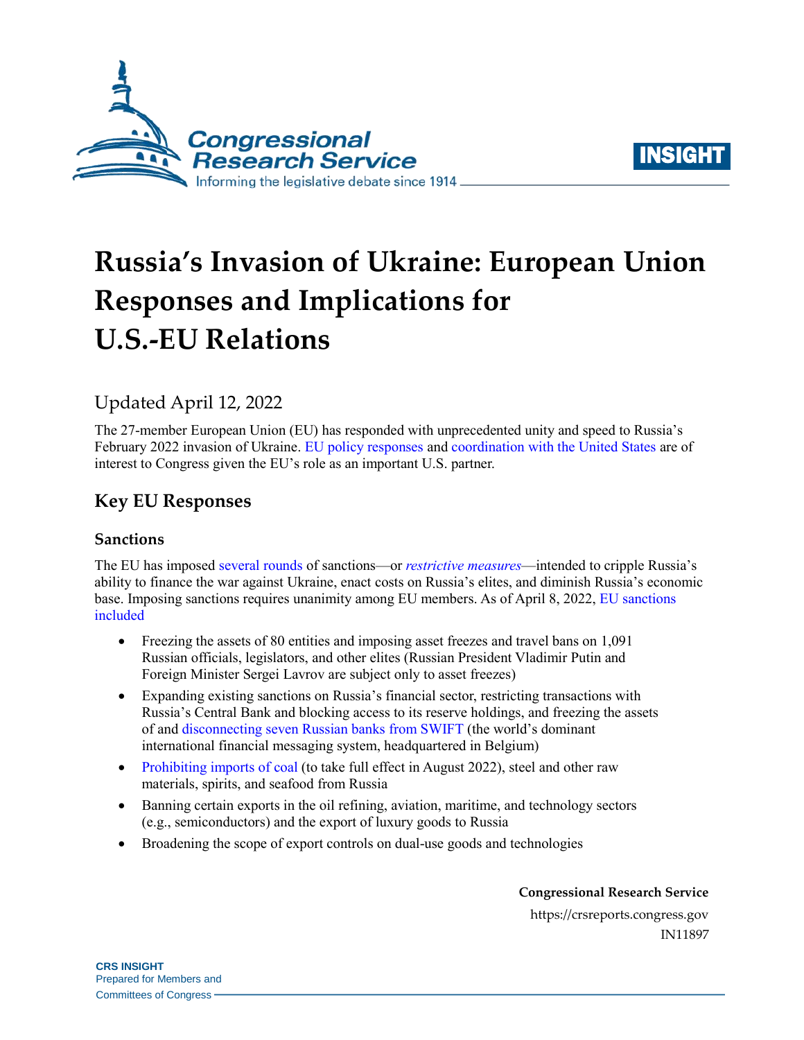# Russia's Invasion of Ukraine: European Union Responses and Implications for U.S.-EU Relations

Updated April 12, 2022

The 27-member European Union (EU) has responded with unprecedented unity and speed to Russia's February 2022 invasion of Ukraine. EU policy responses and coordination with the United States are of interest to Congress given the EU's role as an important U.S. partner.

## Key EU Responses

### Sanctions

The EU has imposed several rounds of sanctions—or *restrictive measures*—intended to cripple Russia's ability to finance the war against Ukraine, enact costs on Russia's elites, and diminish Russia's economic base. Imposing sanctions requires unanimity among EU members. As of April 8, 2022, EU sanctions included

- Freezing the assets of 80 entities and imposing asset freezes and travel bans on 1,091 Russian officials, legislators, and other elites (Russian President Vladimir Putin and Foreign Minister Sergei Lavrov are subject only to asset freezes)
- Expanding existing sanctions on Russia's financial sector, restricting transactions with Russia's Central Bank and blocking access to its reserve holdings, and freezing the assets of and disconnecting seven Russian banks from SWIFT (the world's dominant international financial messaging system, headquartered in Belgium)
- Prohibiting imports of coal (to take full effect in August 2022), steel and other raw materials, spirits, and seafood from Russia
- Banning certain exports in the oil refining, aviation, maritime, and technology sectors (e.g., semiconductors) and the export of luxury goods to Russia
- Broadening the scope of export controls on dual-use goods and technologies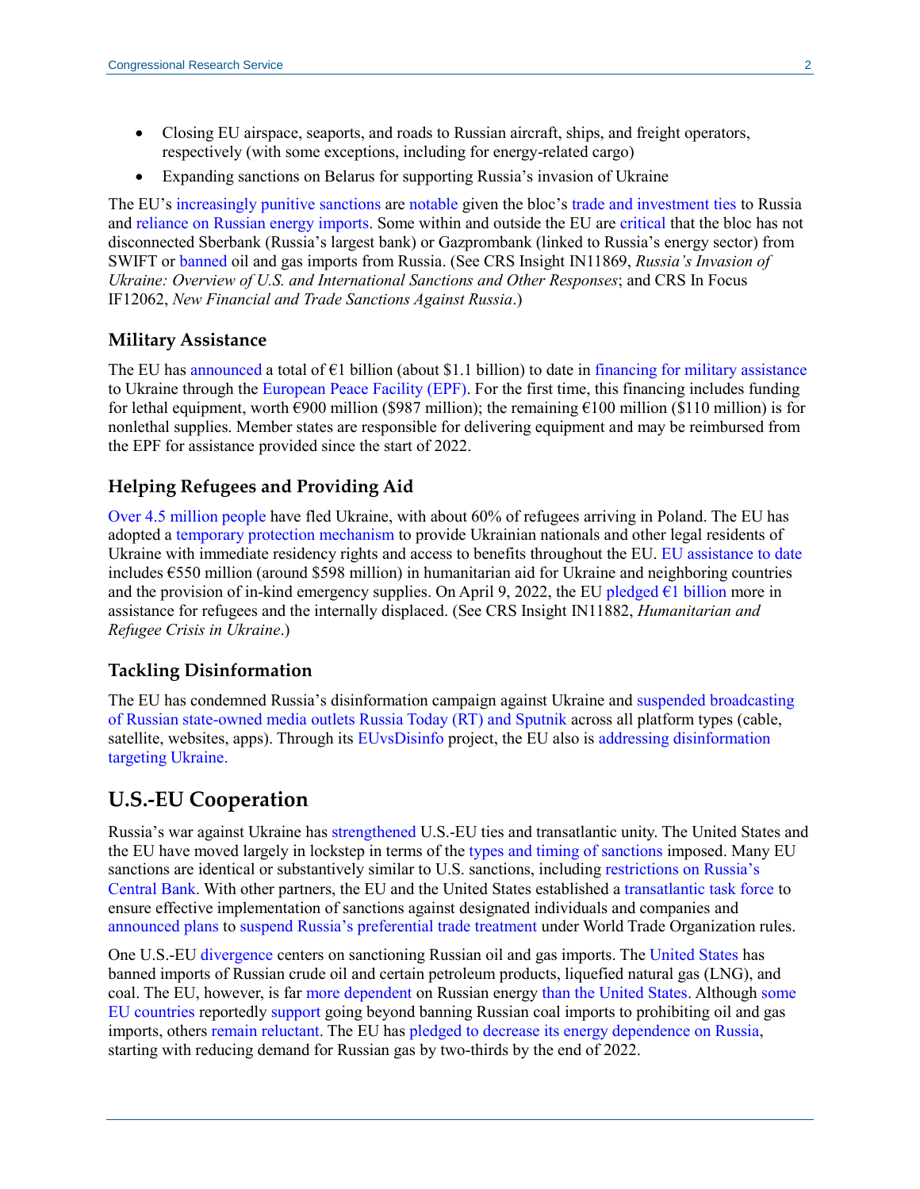- Closing EU airspace, seaports, and roads to Russian aircraft, ships, and freight operators, respectively (with some exceptions, including for energy-related cargo)
- Expanding sanctions on Belarus for supporting Russia's invasion of Ukraine

The EU's increasingly punitive sanctions are notable given the bloc's trade and investment ties to Russia and reliance on Russian energy imports. Some within and outside the EU are critical that the bloc has not disconnected Sberbank (Russia's largest bank) or Gazprombank (linked to Russia's energy sector) from SWIFT or banned oil and gas imports from Russia. (See CRS Insight IN11869, *Russia's Invasion of Ukraine: Overview of U.S. and International Sanctions and Other Responses*; and CRS In Focus IF12062, *New Financial and Trade Sanctions Against Russia*.)

### Military Assistance

The EU has announced a total of €1 billion (about $1.1 billion) to date in financing for military assistance to Ukraine through the European Peace Facility (EPF). For the first time, this financing includes funding for lethal equipment, worth €900 million ($987 million); the remaining €100 million ($110 million) is for nonlethal supplies. Member states are responsible for delivering equipment and may be reimbursed from the EPF for assistance provided since the start of 2022.

### Helping Refugees and Providing Aid

Over 4.5 million people have fled Ukraine, with about 60% of refugees arriving in Poland. The EU has adopted a temporary protection mechanism to provide Ukrainian nationals and other legal residents of Ukraine with immediate residency rights and access to benefits throughout the EU. EU assistance to date includes €550 million (around $598 million) in humanitarian aid for Ukraine and neighboring countries and the provision of in-kind emergency supplies. On April 9, 2022, the EU pledged €1 billion more in assistance for refugees and the internally displaced. (See CRS Insight IN11882, *Humanitarian and Refugee Crisis in Ukraine*.)

### Tackling Disinformation

The EU has condemned Russia's disinformation campaign against Ukraine and suspended broadcasting of Russian state-owned media outlets Russia Today (RT) and Sputnik across all platform types (cable, satellite, websites, apps). Through its EUvsDisinfo project, the EU also is addressing disinformation targeting Ukraine.

## U.S.-EU Cooperation

Russia's war against Ukraine has strengthened U.S.-EU ties and transatlantic unity. The United States and the EU have moved largely in lockstep in terms of the types and timing of sanctions imposed. Many EU sanctions are identical or substantively similar to U.S. sanctions, including restrictions on Russia's Central Bank. With other partners, the EU and the United States established a transatlantic task force to ensure effective implementation of sanctions against designated individuals and companies and announced plans to suspend Russia's preferential trade treatment under World Trade Organization rules.

One U.S.-EU divergence centers on sanctioning Russian oil and gas imports. The United States has banned imports of Russian crude oil and certain petroleum products, liquefied natural gas (LNG), and coal. The EU, however, is far more dependent on Russian energy than the United States. Although some EU countries reportedly support going beyond banning Russian coal imports to prohibiting oil and gas imports, others remain reluctant. The EU has pledged to decrease its energy dependence on Russia, starting with reducing demand for Russian gas by two-thirds by the end of 2022.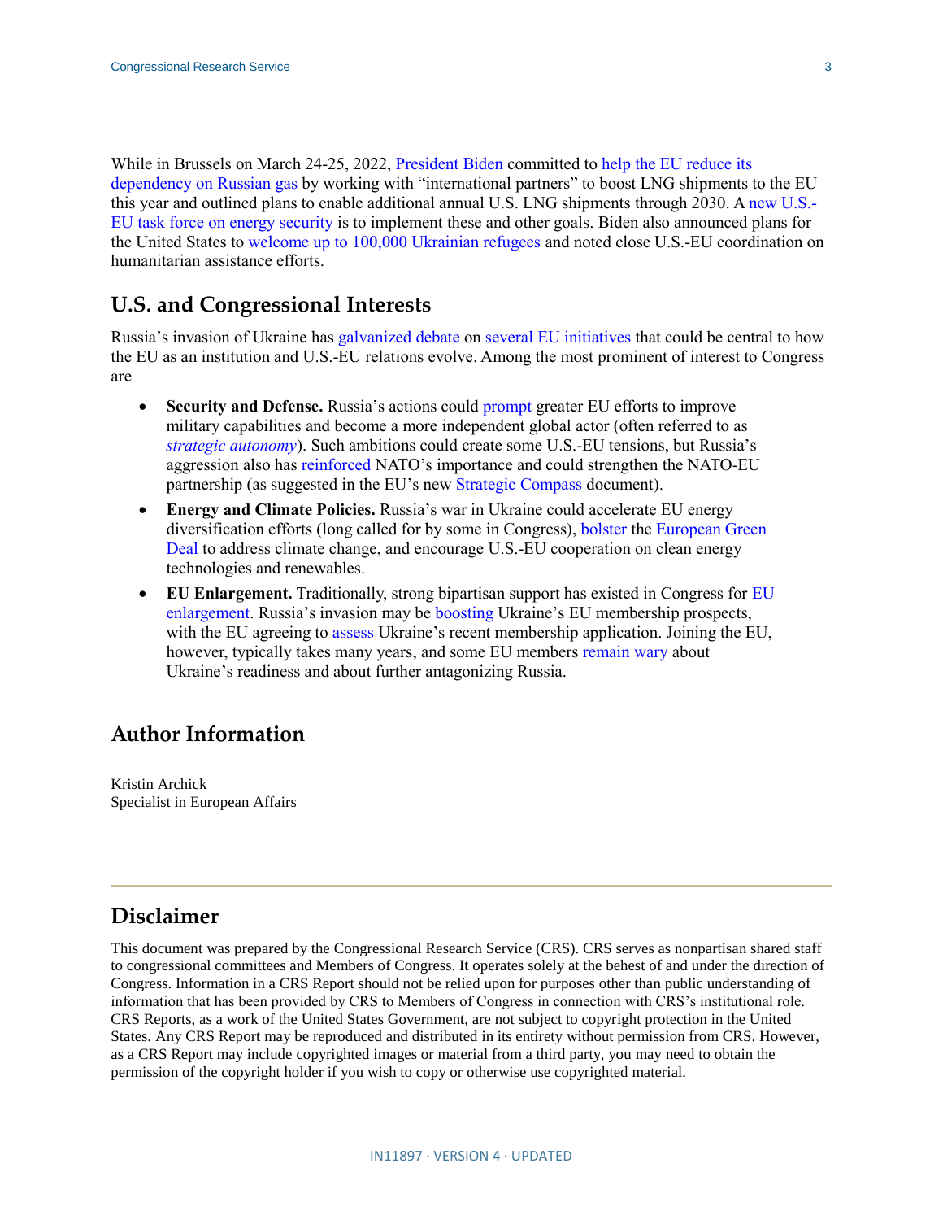While in Brussels on March 24-25, 2022, President Biden committed to help the EU reduce its dependency on Russian gas by working with "international partners" to boost LNG shipments to the EU this year and outlined plans to enable additional annual U.S. LNG shipments through 2030. A new U.S.-EU task force on energy security is to implement these and other goals. Biden also announced plans for the United States to welcome up to 100,000 Ukrainian refugees and noted close U.S.-EU coordination on humanitarian assistance efforts.

## U.S. and Congressional Interests

Russia's invasion of Ukraine has galvanized debate on several EU initiatives that could be central to how the EU as an institution and U.S.-EU relations evolve. Among the most prominent of interest to Congress are

- **Security and Defense.** Russia's actions could prompt greater EU efforts to improve military capabilities and become a more independent global actor (often referred to as *strategic autonomy*). Such ambitions could create some U.S.-EU tensions, but Russia's aggression also has reinforced NATO's importance and could strengthen the NATO-EU partnership (as suggested in the EU's new Strategic Compass document).
- **Energy and Climate Policies.** Russia's war in Ukraine could accelerate EU energy diversification efforts (long called for by some in Congress), bolster the European Green Deal to address climate change, and encourage U.S.-EU cooperation on clean energy technologies and renewables.
- **EU Enlargement.** Traditionally, strong bipartisan support has existed in Congress for EU enlargement. Russia's invasion may be boosting Ukraine's EU membership prospects, with the EU agreeing to assess Ukraine's recent membership application. Joining the EU, however, typically takes many years, and some EU members remain wary about Ukraine's readiness and about further antagonizing Russia.

## Author Information

Kristin Archick
Specialist in European Affairs

## Disclaimer

This document was prepared by the Congressional Research Service (CRS). CRS serves as nonpartisan shared staff to congressional committees and Members of Congress. It operates solely at the behest of and under the direction of Congress. Information in a CRS Report should not be relied upon for purposes other than public understanding of information that has been provided by CRS to Members of Congress in connection with CRS's institutional role. CRS Reports, as a work of the United States Government, are not subject to copyright protection in the United States. Any CRS Report may be reproduced and distributed in its entirety without permission from CRS. However, as a CRS Report may include copyrighted images or material from a third party, you may need to obtain the permission of the copyright holder if you wish to copy or otherwise use copyrighted material.